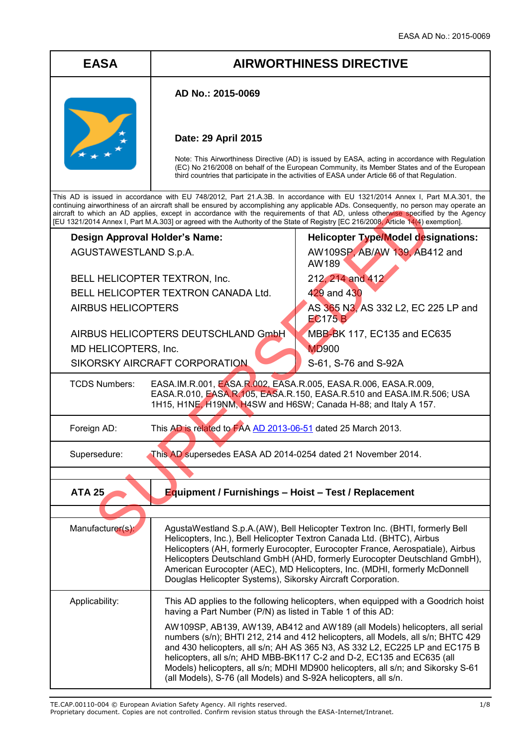| EASA | AIRWORTHINESS DIRECTIVE |
|---|---|

**AD No.: 2015-0069**

**Date: 29 April 2015**

Note: This Airworthiness Directive (AD) is issued by EASA, acting in accordance with Regulation (EC) No 216/2008 on behalf of the European Community, its Member States and of the European third countries that participate in the activities of EASA under Article 66 of that Regulation.

This AD is issued in accordance with EU 748/2012, Part 21.A.3B. In accordance with EU 1321/2014 Annex I, Part M.A.301, the continuing airworthiness of an aircraft shall be ensured by accomplishing any applicable ADs. Consequently, no person may operate an aircraft to which an AD applies, except in accordance with the requirements of that AD, unless otherwise specified by the Agency [EU 1321/2014 Annex I, Part M.A.303] or agreed with the Authority of the State of Registry [EC 216/2008, Article 14(4) exemption].

| **Design Approval Holder's Name:** | **Helicopter Type/Model designations:** |
|---|---|
| AGUSTAWESTLAND S.p.A. | AW109SP, AB/AW 139, AB412 and AW189 |
| BELL HELICOPTER TEXTRON, Inc. | 212, 214 and 412 |
| BELL HELICOPTER TEXTRON CANADA Ltd. | 429 and 430 |
| AIRBUS HELICOPTERS | AS 365 N3, AS 332 L2, EC 225 LP and EC175 B |
| AIRBUS HELICOPTERS DEUTSCHLAND GmbH | MBB-BK 117, EC135 and EC635 |
| MD HELICOPTERS, Inc. | MD900 |
| SIKORSKY AIRCRAFT CORPORATION | S-61, S-76 and S-92A |

| | |
|---|---|
| TCDS Numbers: | EASA.IM.R.001, EASA.R.002, EASA.R.005, EASA.R.006, EASA.R.009, EASA.R.010, EASA.R.105, EASA.R.150, EASA.R.510 and EASA.IM.R.506; USA 1H15, H1NE, H19NM, H4SW and H6SW; Canada H-88; and Italy A 157. |
| Foreign AD: | This AD is related to FAA AD 2013-06-51 dated 25 March 2013. |
| Supersedure: | This AD supersedes EASA AD 2014-0254 dated 21 November 2014. |

| **ATA 25** | **Equipment / Furnishings – Hoist – Test / Replacement** |
|---|---|
| Manufacturer(s): | AgustaWestland S.p.A.(AW), Bell Helicopter Textron Inc. (BHTI, formerly Bell Helicopters, Inc.), Bell Helicopter Textron Canada Ltd. (BHTC), Airbus Helicopters (AH, formerly Eurocopter, Eurocopter France, Aerospatiale), Airbus Helicopters Deutschland GmbH (AHD, formerly Eurocopter Deutschland GmbH), American Eurocopter (AEC), MD Helicopters, Inc. (MDHI, formerly McDonnell Douglas Helicopter Systems), Sikorsky Aircraft Corporation. |
| Applicability: | This AD applies to the following helicopters, when equipped with a Goodrich hoist having a Part Number (P/N) as listed in Table 1 of this AD:<br><br>AW109SP, AB139, AW139, AB412 and AW189 (all Models) helicopters, all serial numbers (s/n); BHTI 212, 214 and 412 helicopters, all Models, all s/n; BHTC 429 and 430 helicopters, all s/n; AH AS 365 N3, AS 332 L2, EC225 LP and EC175 B helicopters, all s/n; AHD MBB-BK117 C-2 and D-2, EC135 and EC635 (all Models) helicopters, all s/n; MDHI MD900 helicopters, all s/n; and Sikorsky S-61 (all Models), S-76 (all Models) and S-92A helicopters, all s/n. |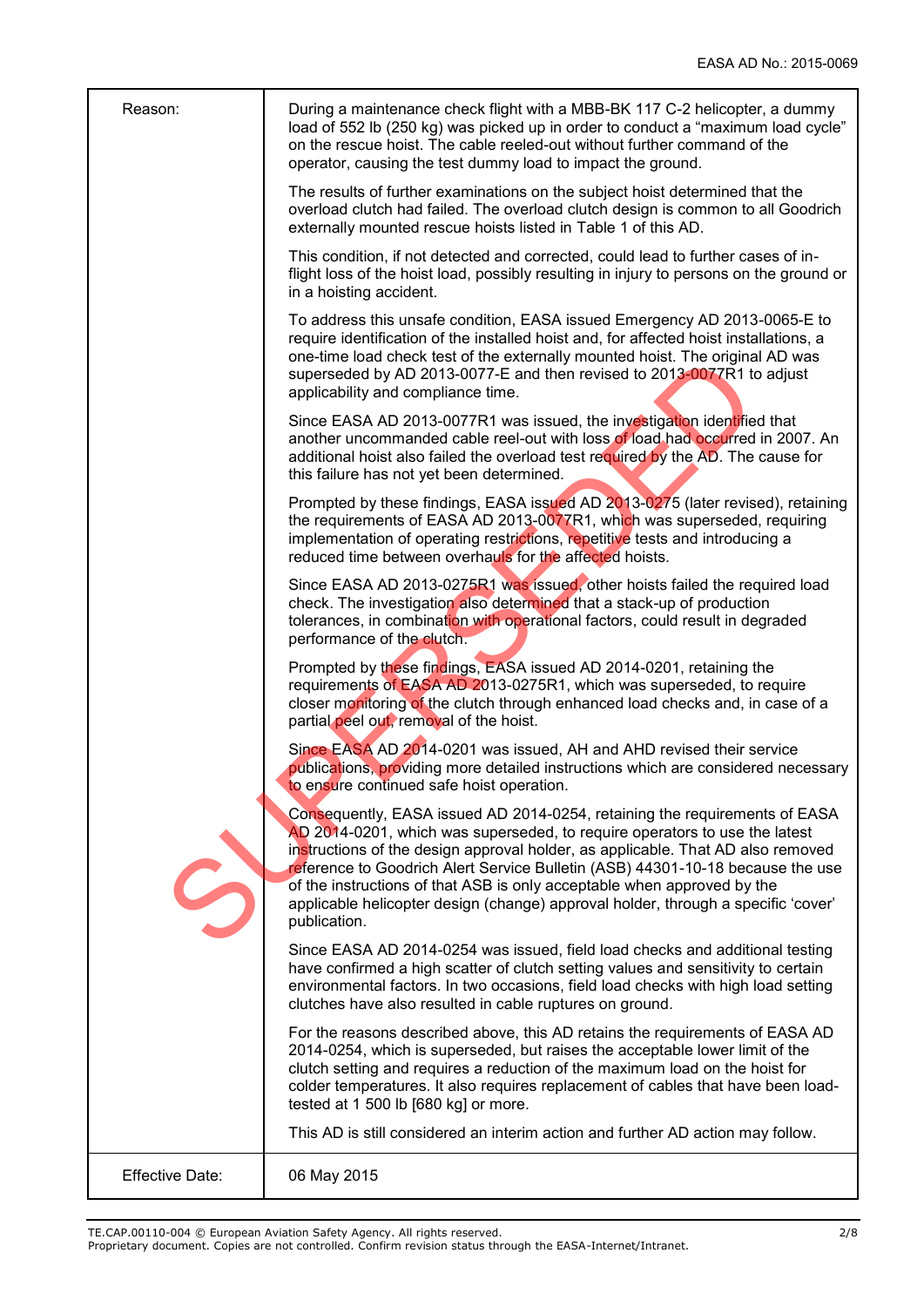| | |
|---|---|
| Reason: | During a maintenance check flight with a MBB-BK 117 C-2 helicopter, a dummy load of 552 lb (250 kg) was picked up in order to conduct a "maximum load cycle" on the rescue hoist. The cable reeled-out without further command of the operator, causing the test dummy load to impact the ground.<br><br>The results of further examinations on the subject hoist determined that the overload clutch had failed. The overload clutch design is common to all Goodrich externally mounted rescue hoists listed in Table 1 of this AD.<br><br>This condition, if not detected and corrected, could lead to further cases of in-flight loss of the hoist load, possibly resulting in injury to persons on the ground or in a hoisting accident.<br><br>To address this unsafe condition, EASA issued Emergency AD 2013-0065-E to require identification of the installed hoist and, for affected hoist installations, a one-time load check test of the externally mounted hoist. The original AD was superseded by AD 2013-0077-E and then revised to 2013-0077R1 to adjust applicability and compliance time.<br><br>Since EASA AD 2013-0077R1 was issued, the investigation identified that another uncommanded cable reel-out with loss of load had occurred in 2007. An additional hoist also failed the overload test required by the AD. The cause for this failure has not yet been determined.<br><br>Prompted by these findings, EASA issued AD 2013-0275 (later revised), retaining the requirements of EASA AD 2013-0077R1, which was superseded, requiring implementation of operating restrictions, repetitive tests and introducing a reduced time between overhauls for the affected hoists.<br><br>Since EASA AD 2013-0275R1 was issued, other hoists failed the required load check. The investigation also determined that a stack-up of production tolerances, in combination with operational factors, could result in degraded performance of the clutch.<br><br>Prompted by these findings, EASA issued AD 2014-0201, retaining the requirements of EASA AD 2013-0275R1, which was superseded, to require closer monitoring of the clutch through enhanced load checks and, in case of a partial peel out, removal of the hoist.<br><br>Since EASA AD 2014-0201 was issued, AH and AHD revised their service publications, providing more detailed instructions which are considered necessary to ensure continued safe hoist operation.<br><br>Consequently, EASA issued AD 2014-0254, retaining the requirements of EASA AD 2014-0201, which was superseded, to require operators to use the latest instructions of the design approval holder, as applicable. That AD also removed reference to Goodrich Alert Service Bulletin (ASB) 44301-10-18 because the use of the instructions of that ASB is only acceptable when approved by the applicable helicopter design (change) approval holder, through a specific 'cover' publication.<br><br>Since EASA AD 2014-0254 was issued, field load checks and additional testing have confirmed a high scatter of clutch setting values and sensitivity to certain environmental factors. In two occasions, field load checks with high load setting clutches have also resulted in cable ruptures on ground.<br><br>For the reasons described above, this AD retains the requirements of EASA AD 2014-0254, which is superseded, but raises the acceptable lower limit of the clutch setting and requires a reduction of the maximum load on the hoist for colder temperatures. It also requires replacement of cables that have been load-tested at 1 500 lb [680 kg] or more.<br><br>This AD is still considered an interim action and further AD action may follow. |
| Effective Date: | 06 May 2015 |

SUPERSEDED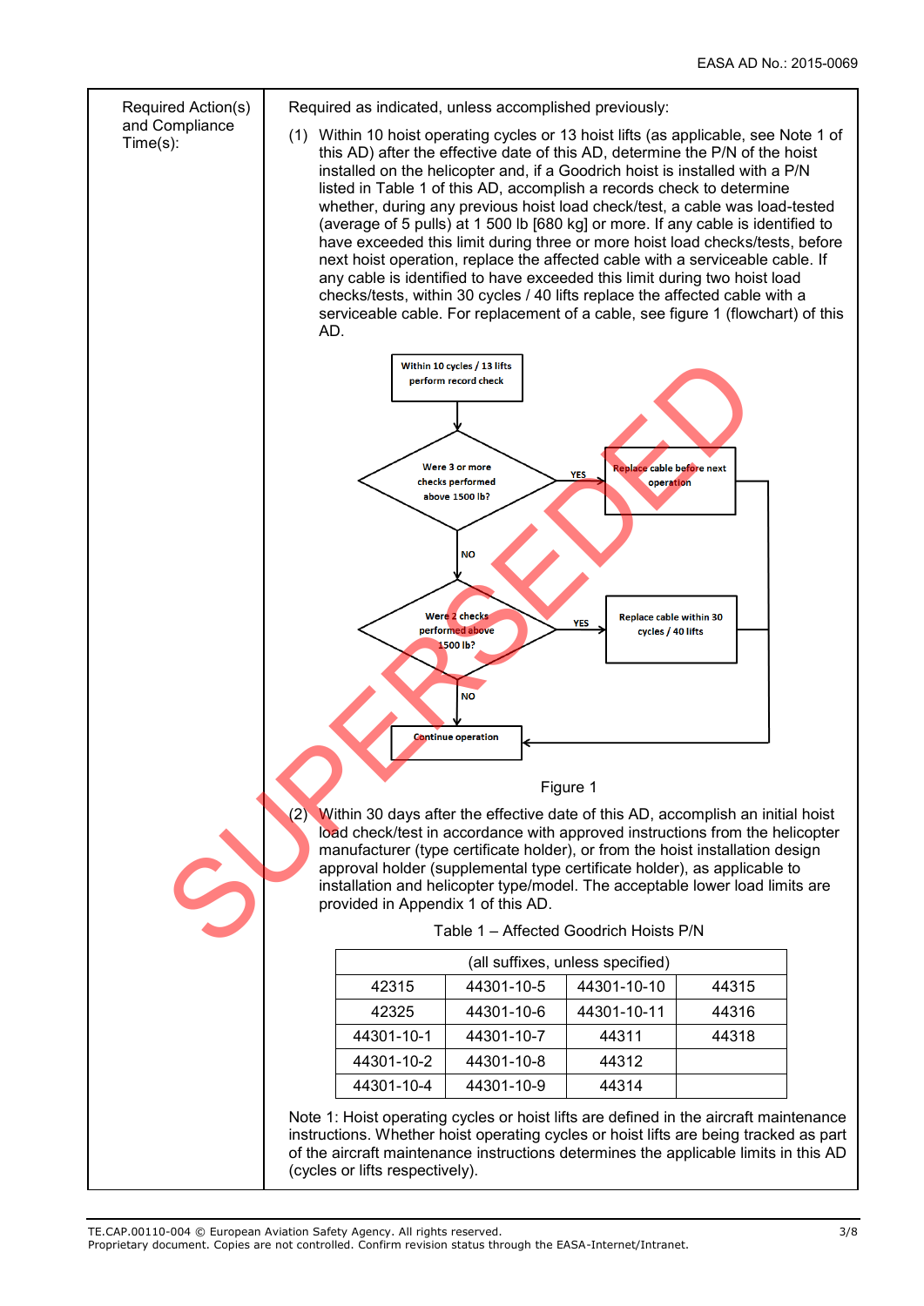| Required Action(s) and Compliance Time(s): | Required as indicated, unless accomplished previously: |
|---|---|

(1) Within 10 hoist operating cycles or 13 hoist lifts (as applicable, see Note 1 of this AD) after the effective date of this AD, determine the P/N of the hoist installed on the helicopter and, if a Goodrich hoist is installed with a P/N listed in Table 1 of this AD, accomplish a records check to determine whether, during any previous hoist load check/test, a cable was load-tested (average of 5 pulls) at 1 500 lb [680 kg] or more. If any cable is identified to have exceeded this limit during three or more hoist load checks/tests, before next hoist operation, replace the affected cable with a serviceable cable. If any cable is identified to have exceeded this limit during two hoist load checks/tests, within 30 cycles / 40 lifts replace the affected cable with a serviceable cable. For replacement of a cable, see figure 1 (flowchart) of this AD.

Within 10 cycles / 13 lifts perform record check

Were 3 or more checks performed above 1500 lb? — YES → Replace cable before next operation

NO ↓

Were 2 checks performed above 1500 lb? — YES → Replace cable within 30 cycles / 40 lifts

NO ↓

Continue operation

Figure 1

(2) Within 30 days after the effective date of this AD, accomplish an initial hoist load check/test in accordance with approved instructions from the helicopter manufacturer (type certificate holder), or from the hoist installation design approval holder (supplemental type certificate holder), as applicable to installation and helicopter type/model. The acceptable lower load limits are provided in Appendix 1 of this AD.

Table 1 – Affected Goodrich Hoists P/N

| (all suffixes, unless specified) | | | |
|---|---|---|---|
| 42315 | 44301-10-5 | 44301-10-10 | 44315 |
| 42325 | 44301-10-6 | 44301-10-11 | 44316 |
| 44301-10-1 | 44301-10-7 | 44311 | 44318 |
| 44301-10-2 | 44301-10-8 | 44312 | |
| 44301-10-4 | 44301-10-9 | 44314 | |

Note 1: Hoist operating cycles or hoist lifts are defined in the aircraft maintenance instructions. Whether hoist operating cycles or hoist lifts are being tracked as part of the aircraft maintenance instructions determines the applicable limits in this AD (cycles or lifts respectively).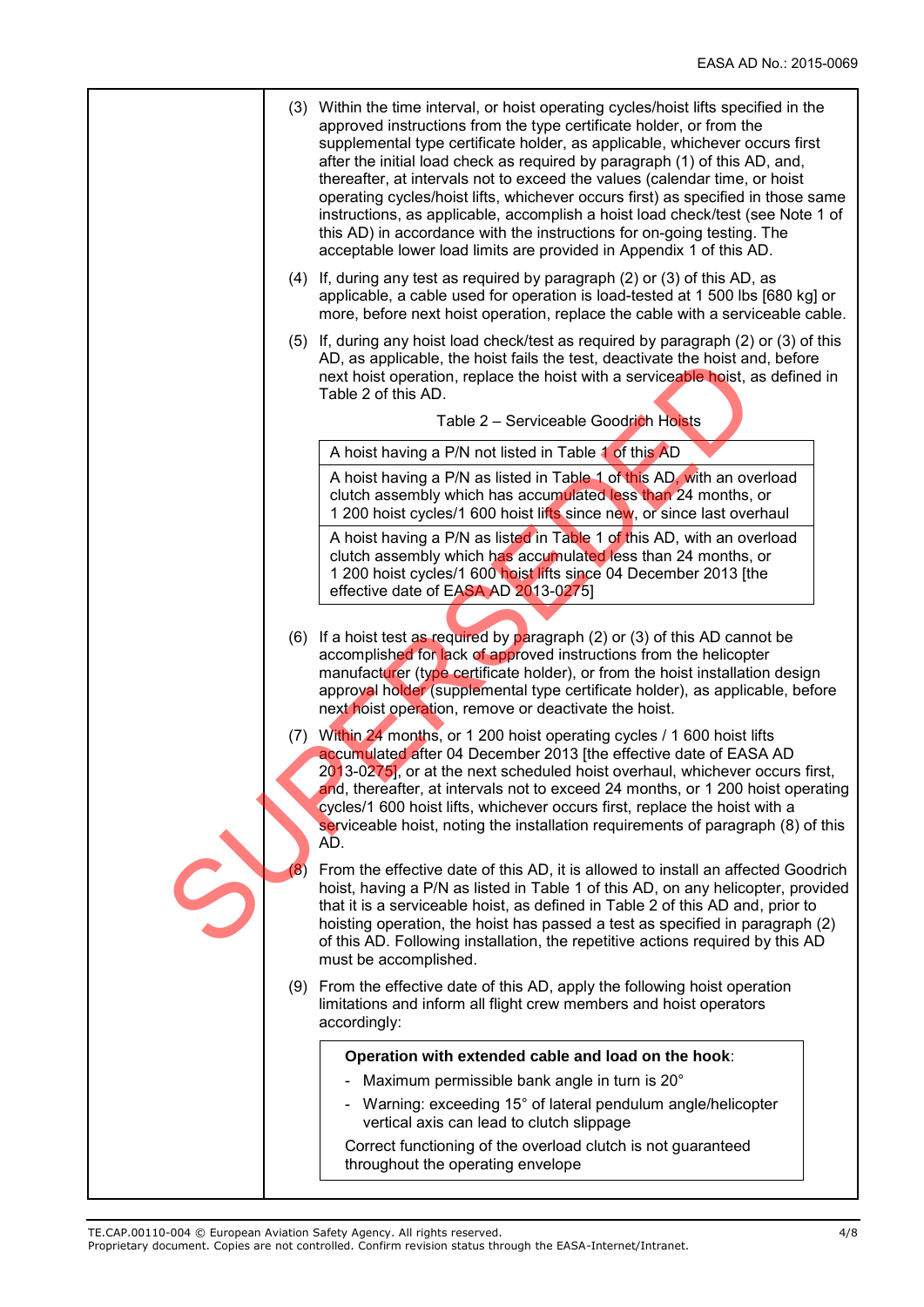(3) Within the time interval, or hoist operating cycles/hoist lifts specified in the approved instructions from the type certificate holder, or from the supplemental type certificate holder, as applicable, whichever occurs first after the initial load check as required by paragraph (1) of this AD, and, thereafter, at intervals not to exceed the values (calendar time, or hoist operating cycles/hoist lifts, whichever occurs first) as specified in those same instructions, as applicable, accomplish a hoist load check/test (see Note 1 of this AD) in accordance with the instructions for on-going testing. The acceptable lower load limits are provided in Appendix 1 of this AD.

(4) If, during any test as required by paragraph (2) or (3) of this AD, as applicable, a cable used for operation is load-tested at 1 500 lbs [680 kg] or more, before next hoist operation, replace the cable with a serviceable cable.

(5) If, during any hoist load check/test as required by paragraph (2) or (3) of this AD, as applicable, the hoist fails the test, deactivate the hoist and, before next hoist operation, replace the hoist with a serviceable hoist, as defined in Table 2 of this AD.

Table 2 – Serviceable Goodrich Hoists

| |
|---|
| A hoist having a P/N not listed in Table 1 of this AD |
| A hoist having a P/N as listed in Table 1 of this AD, with an overload clutch assembly which has accumulated less than 24 months, or 1 200 hoist cycles/1 600 hoist lifts since new, or since last overhaul |
| A hoist having a P/N as listed in Table 1 of this AD, with an overload clutch assembly which has accumulated less than 24 months, or 1 200 hoist cycles/1 600 hoist lifts since 04 December 2013 [the effective date of EASA AD 2013-0275] |

(6) If a hoist test as required by paragraph (2) or (3) of this AD cannot be accomplished for lack of approved instructions from the helicopter manufacturer (type certificate holder), or from the hoist installation design approval holder (supplemental type certificate holder), as applicable, before next hoist operation, remove or deactivate the hoist.

(7) Within 24 months, or 1 200 hoist operating cycles / 1 600 hoist lifts accumulated after 04 December 2013 [the effective date of EASA AD 2013-0275], or at the next scheduled hoist overhaul, whichever occurs first, and, thereafter, at intervals not to exceed 24 months, or 1 200 hoist operating cycles/1 600 hoist lifts, whichever occurs first, replace the hoist with a serviceable hoist, noting the installation requirements of paragraph (8) of this AD.

(8) From the effective date of this AD, it is allowed to install an affected Goodrich hoist, having a P/N as listed in Table 1 of this AD, on any helicopter, provided that it is a serviceable hoist, as defined in Table 2 of this AD and, prior to hoisting operation, the hoist has passed a test as specified in paragraph (2) of this AD. Following installation, the repetitive actions required by this AD must be accomplished.

(9) From the effective date of this AD, apply the following hoist operation limitations and inform all flight crew members and hoist operators accordingly:

> **Operation with extended cable and load on the hook**:
>
> - Maximum permissible bank angle in turn is 20°
> - Warning: exceeding 15° of lateral pendulum angle/helicopter vertical axis can lead to clutch slippage
>
> Correct functioning of the overload clutch is not guaranteed throughout the operating envelope

SUPERSEDED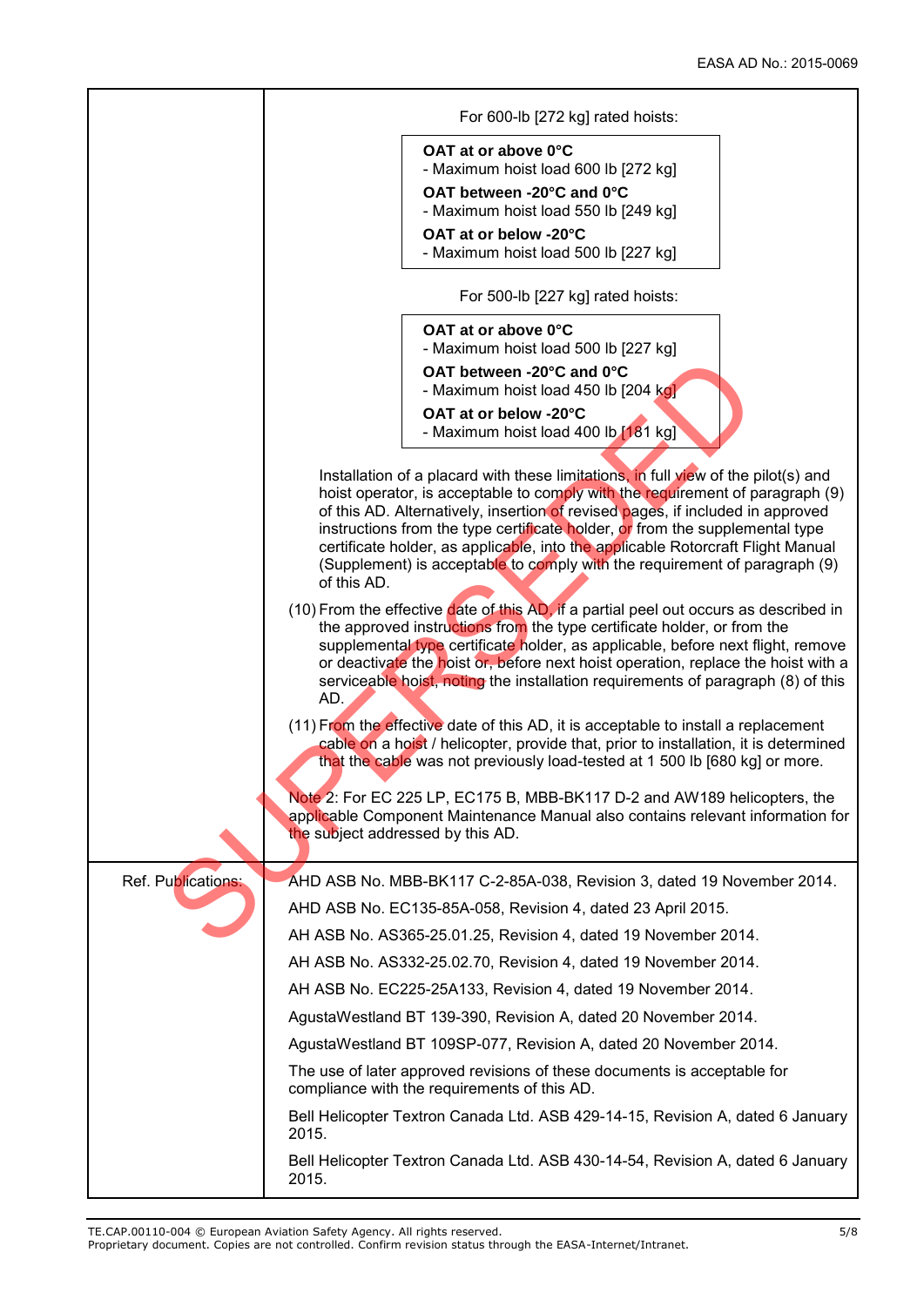For 600-lb [272 kg] rated hoists:

**OAT at or above 0°C**
- Maximum hoist load 600 lb [272 kg]

**OAT between -20°C and 0°C**
- Maximum hoist load 550 lb [249 kg]

**OAT at or below -20°C**
- Maximum hoist load 500 lb [227 kg]

For 500-lb [227 kg] rated hoists:

**OAT at or above 0°C**
- Maximum hoist load 500 lb [227 kg]

**OAT between -20°C and 0°C**
- Maximum hoist load 450 lb [204 kg]

**OAT at or below -20°C**
- Maximum hoist load 400 lb [181 kg]

Installation of a placard with these limitations, in full view of the pilot(s) and hoist operator, is acceptable to comply with the requirement of paragraph (9) of this AD. Alternatively, insertion of revised pages, if included in approved instructions from the type certificate holder, or from the supplemental type certificate holder, as applicable, into the applicable Rotorcraft Flight Manual (Supplement) is acceptable to comply with the requirement of paragraph (9) of this AD.

(10) From the effective date of this AD, if a partial peel out occurs as described in the approved instructions from the type certificate holder, or from the supplemental type certificate holder, as applicable, before next flight, remove or deactivate the hoist or, before next hoist operation, replace the hoist with a serviceable hoist, noting the installation requirements of paragraph (8) of this AD.

(11) From the effective date of this AD, it is acceptable to install a replacement cable on a hoist / helicopter, provide that, prior to installation, it is determined that the cable was not previously load-tested at 1 500 lb [680 kg] or more.

Note 2: For EC 225 LP, EC175 B, MBB-BK117 D-2 and AW189 helicopters, the applicable Component Maintenance Manual also contains relevant information for the subject addressed by this AD.

**Ref. Publications:**

AHD ASB No. MBB-BK117 C-2-85A-038, Revision 3, dated 19 November 2014.

AHD ASB No. EC135-85A-058, Revision 4, dated 23 April 2015.

AH ASB No. AS365-25.01.25, Revision 4, dated 19 November 2014.

AH ASB No. AS332-25.02.70, Revision 4, dated 19 November 2014.

AH ASB No. EC225-25A133, Revision 4, dated 19 November 2014.

AgustaWestland BT 139-390, Revision A, dated 20 November 2014.

AgustaWestland BT 109SP-077, Revision A, dated 20 November 2014.

The use of later approved revisions of these documents is acceptable for compliance with the requirements of this AD.

Bell Helicopter Textron Canada Ltd. ASB 429-14-15, Revision A, dated 6 January 2015.

Bell Helicopter Textron Canada Ltd. ASB 430-14-54, Revision A, dated 6 January 2015.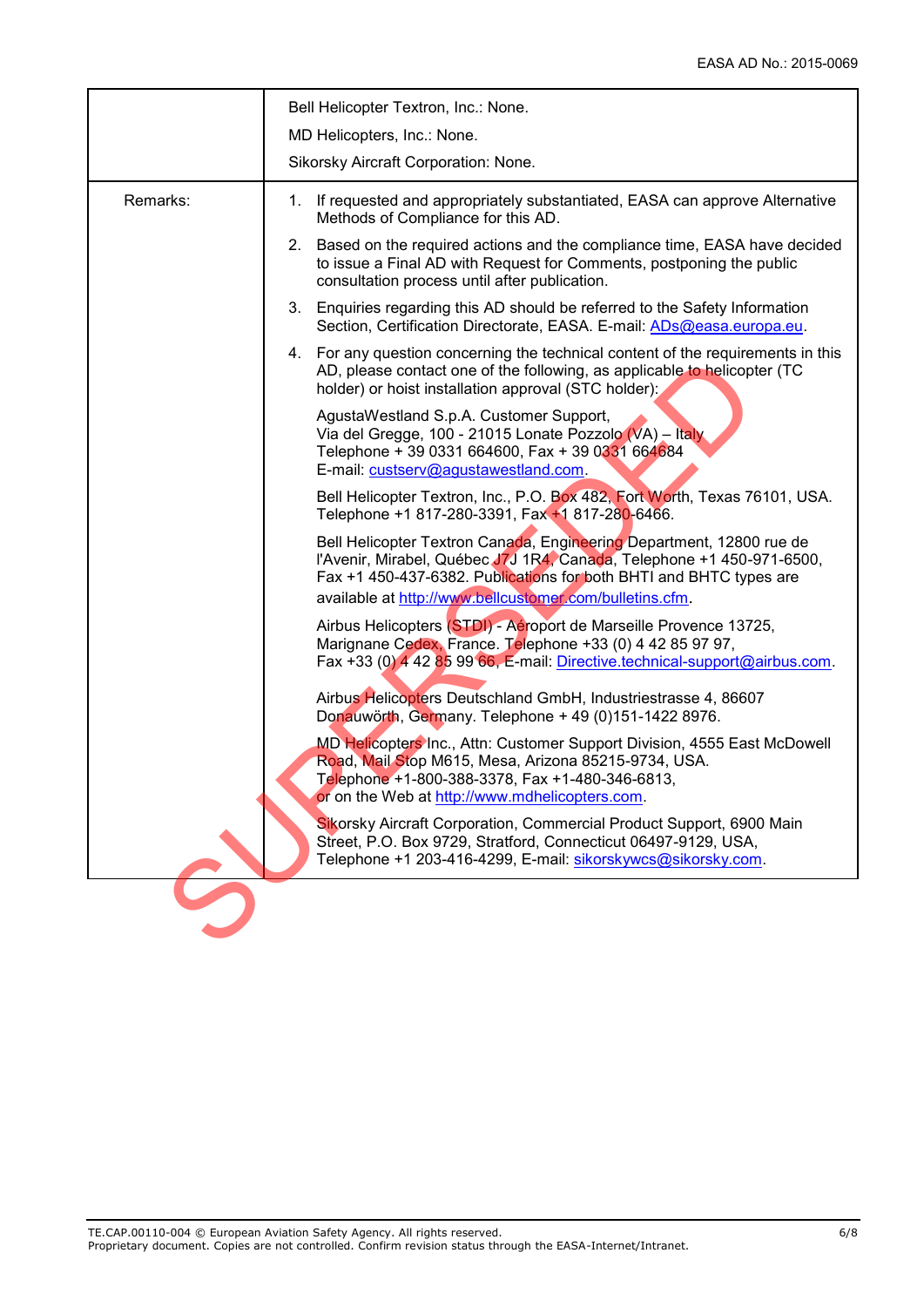| | |
|---|---|
| | Bell Helicopter Textron, Inc.: None.<br><br>MD Helicopters, Inc.: None.<br><br>Sikorsky Aircraft Corporation: None. |
| Remarks: | 1. If requested and appropriately substantiated, EASA can approve Alternative Methods of Compliance for this AD.<br><br>2. Based on the required actions and the compliance time, EASA have decided to issue a Final AD with Request for Comments, postponing the public consultation process until after publication.<br><br>3. Enquiries regarding this AD should be referred to the Safety Information Section, Certification Directorate, EASA. E-mail: ADs@easa.europa.eu.<br><br>4. For any question concerning the technical content of the requirements in this AD, please contact one of the following, as applicable to helicopter (TC holder) or hoist installation approval (STC holder):<br><br>AgustaWestland S.p.A. Customer Support, Via del Gregge, 100 - 21015 Lonate Pozzolo (VA) – Italy Telephone + 39 0331 664600, Fax + 39 0331 664684 E-mail: custserv@agustawestland.com.<br><br>Bell Helicopter Textron, Inc., P.O. Box 482, Fort Worth, Texas 76101, USA. Telephone +1 817-280-3391, Fax +1 817-280-6466.<br><br>Bell Helicopter Textron Canada, Engineering Department, 12800 rue de l'Avenir, Mirabel, Québec J7J 1R4, Canada, Telephone +1 450-971-6500, Fax +1 450-437-6382. Publications for both BHTI and BHTC types are available at http://www.bellcustomer.com/bulletins.cfm.<br><br>Airbus Helicopters (STDI) - Aéroport de Marseille Provence 13725, Marignane Cedex, France. Telephone +33 (0) 4 42 85 97 97, Fax +33 (0) 4 42 85 99 66, E-mail: Directive.technical-support@airbus.com.<br><br>Airbus Helicopters Deutschland GmbH, Industriestrasse 4, 86607 Donauwörth, Germany. Telephone + 49 (0)151-1422 8976.<br><br>MD Helicopters Inc., Attn: Customer Support Division, 4555 East McDowell Road, Mail Stop M615, Mesa, Arizona 85215-9734, USA. Telephone +1-800-388-3378, Fax +1-480-346-6813, or on the Web at http://www.mdhelicopters.com.<br><br>Sikorsky Aircraft Corporation, Commercial Product Support, 6900 Main Street, P.O. Box 9729, Stratford, Connecticut 06497-9129, USA, Telephone +1 203-416-4299, E-mail: sikorskywcs@sikorsky.com. |

SUPERSEDED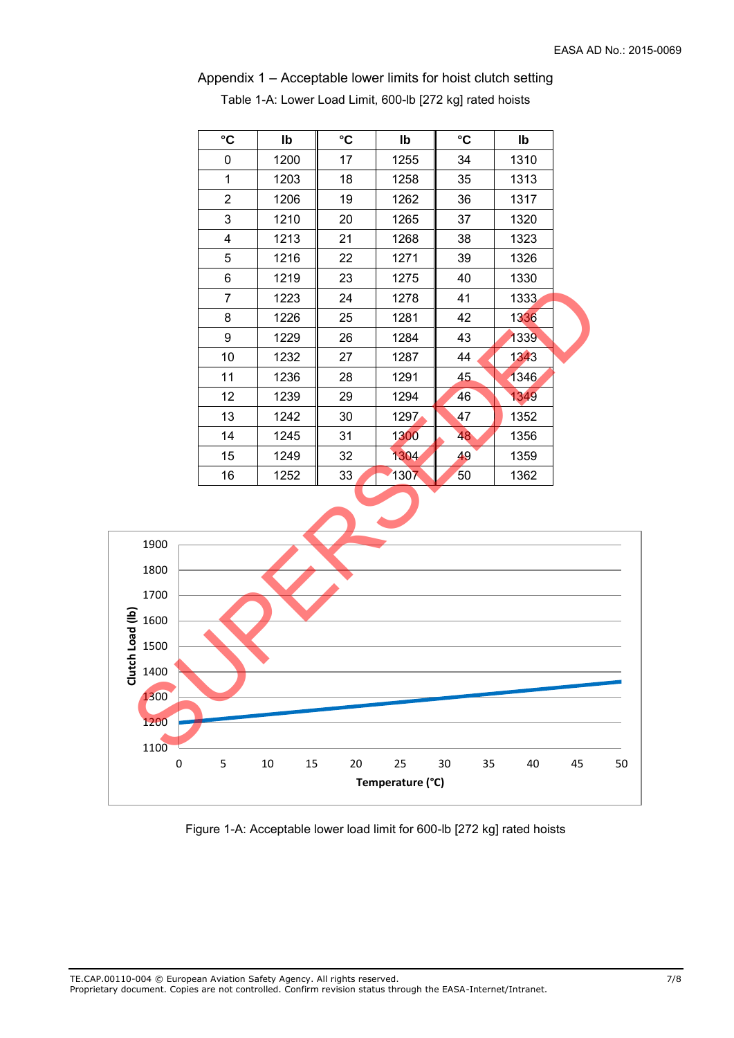## Appendix 1 – Acceptable lower limits for hoist clutch setting

Table 1-A: Lower Load Limit, 600-lb [272 kg] rated hoists

| °C | lb | °C | lb | °C | lb |
|---|---|---|---|---|---|
| 0 | 1200 | 17 | 1255 | 34 | 1310 |
| 1 | 1203 | 18 | 1258 | 35 | 1313 |
| 2 | 1206 | 19 | 1262 | 36 | 1317 |
| 3 | 1210 | 20 | 1265 | 37 | 1320 |
| 4 | 1213 | 21 | 1268 | 38 | 1323 |
| 5 | 1216 | 22 | 1271 | 39 | 1326 |
| 6 | 1219 | 23 | 1275 | 40 | 1330 |
| 7 | 1223 | 24 | 1278 | 41 | 1333 |
| 8 | 1226 | 25 | 1281 | 42 | 1336 |
| 9 | 1229 | 26 | 1284 | 43 | 1339 |
| 10 | 1232 | 27 | 1287 | 44 | 1343 |
| 11 | 1236 | 28 | 1291 | 45 | 1346 |
| 12 | 1239 | 29 | 1294 | 46 | 1349 |
| 13 | 1242 | 30 | 1297 | 47 | 1352 |
| 14 | 1245 | 31 | 1300 | 48 | 1356 |
| 15 | 1249 | 32 | 1304 | 49 | 1359 |
| 16 | 1252 | 33 | 1307 | 50 | 1362 |

Figure 1-A: Acceptable lower load limit for 600-lb [272 kg] rated hoists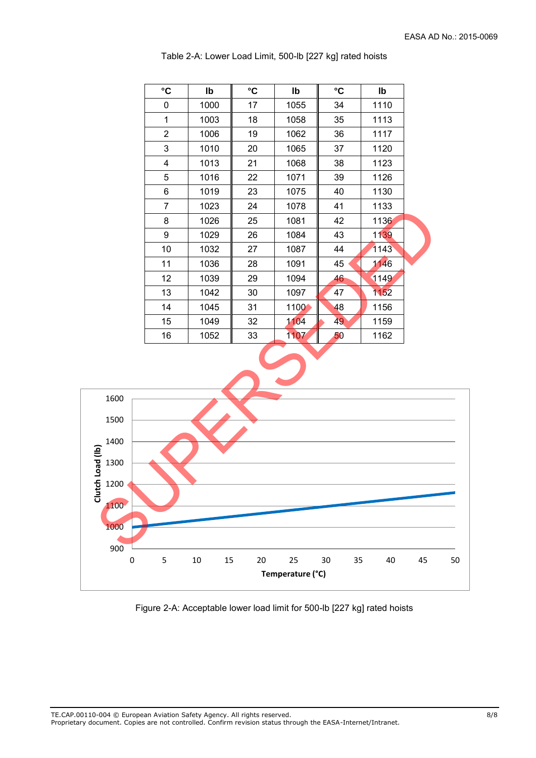Table 2-A: Lower Load Limit, 500-lb [227 kg] rated hoists

| °C | lb | °C | lb | °C | lb |
|---|---|---|---|---|---|
| 0 | 1000 | 17 | 1055 | 34 | 1110 |
| 1 | 1003 | 18 | 1058 | 35 | 1113 |
| 2 | 1006 | 19 | 1062 | 36 | 1117 |
| 3 | 1010 | 20 | 1065 | 37 | 1120 |
| 4 | 1013 | 21 | 1068 | 38 | 1123 |
| 5 | 1016 | 22 | 1071 | 39 | 1126 |
| 6 | 1019 | 23 | 1075 | 40 | 1130 |
| 7 | 1023 | 24 | 1078 | 41 | 1133 |
| 8 | 1026 | 25 | 1081 | 42 | 1136 |
| 9 | 1029 | 26 | 1084 | 43 | 1139 |
| 10 | 1032 | 27 | 1087 | 44 | 1143 |
| 11 | 1036 | 28 | 1091 | 45 | 1146 |
| 12 | 1039 | 29 | 1094 | 46 | 1149 |
| 13 | 1042 | 30 | 1097 | 47 | 1152 |
| 14 | 1045 | 31 | 1100 | 48 | 1156 |
| 15 | 1049 | 32 | 1104 | 49 | 1159 |
| 16 | 1052 | 33 | 1107 | 50 | 1162 |

SUPERSEDED

Clutch Load (lb)

1600
1500
1400
1300
1200
1100
1000
900

0 5 10 15 20 25 30 35 40 45 50

Temperature (°C)

Figure 2-A: Acceptable lower load limit for 500-lb [227 kg] rated hoists